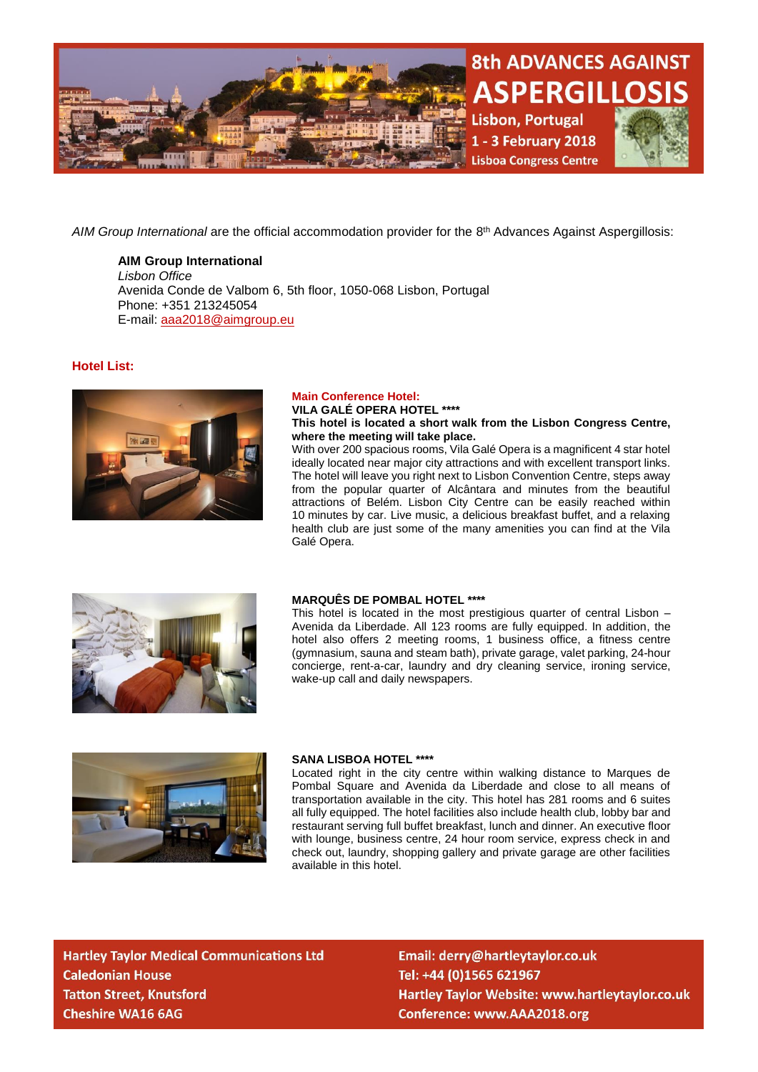# 8th ADVANCES AGAINST ASPERGILLOSIS

**Lisbon, Portugal**
**1 - 3 February 2018**
**Lisboa Congress Centre**

*AIM Group International* are the official accommodation provider for the 8th Advances Against Aspergillosis:

**AIM Group International**
*Lisbon Office*
Avenida Conde de Valbom 6, 5th floor, 1050-068 Lisbon, Portugal
Phone: +351 213245054
E-mail: aaa2018@aimgroup.eu

## Hotel List:

**Main Conference Hotel:**
**VILA GALÉ OPERA HOTEL \*\*\*\***
**This hotel is located a short walk from the Lisbon Congress Centre, where the meeting will take place.**
With over 200 spacious rooms, Vila Galé Opera is a magnificent 4 star hotel ideally located near major city attractions and with excellent transport links. The hotel will leave you right next to Lisbon Convention Centre, steps away from the popular quarter of Alcântara and minutes from the beautiful attractions of Belém. Lisbon City Centre can be easily reached within 10 minutes by car. Live music, a delicious breakfast buffet, and a relaxing health club are just some of the many amenities you can find at the Vila Galé Opera.

**MARQUÊS DE POMBAL HOTEL \*\*\*\***
This hotel is located in the most prestigious quarter of central Lisbon – Avenida da Liberdade. All 123 rooms are fully equipped. In addition, the hotel also offers 2 meeting rooms, 1 business office, a fitness centre (gymnasium, sauna and steam bath), private garage, valet parking, 24-hour concierge, rent-a-car, laundry and dry cleaning service, ironing service, wake-up call and daily newspapers.

**SANA LISBOA HOTEL \*\*\*\***
Located right in the city centre within walking distance to Marques de Pombal Square and Avenida da Liberdade and close to all means of transportation available in the city. This hotel has 281 rooms and 6 suites all fully equipped. The hotel facilities also include health club, lobby bar and restaurant serving full buffet breakfast, lunch and dinner. An executive floor with lounge, business centre, 24 hour room service, express check in and check out, laundry, shopping gallery and private garage are other facilities available in this hotel.

**Hartley Taylor Medical Communications Ltd**
**Caledonian House**
**Tatton Street, Knutsford**
**Cheshire WA16 6AG**

**Email: derry@hartleytaylor.co.uk**
**Tel: +44 (0)1565 621967**
**Hartley Taylor Website: www.hartleytaylor.co.uk**
**Conference: www.AAA2018.org**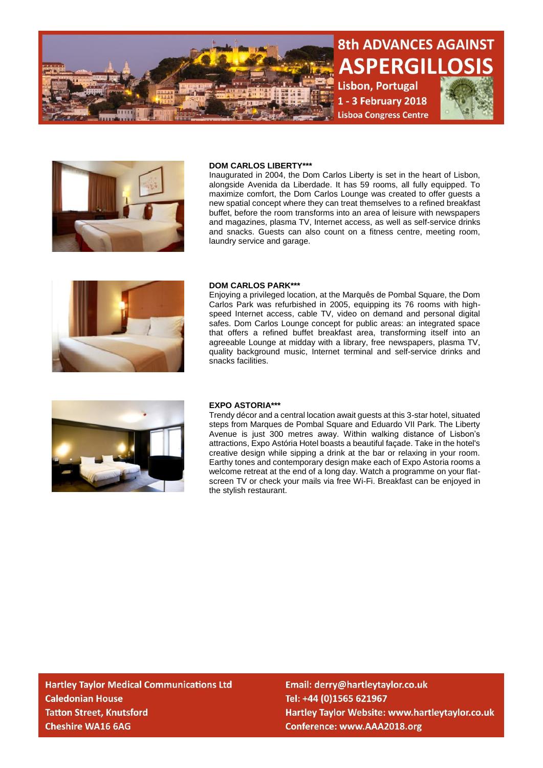# 8th ADVANCES AGAINST ASPERGILLOSIS

Lisbon, Portugal

1 - 3 February 2018

Lisboa Congress Centre

### DOM CARLOS LIBERTY***

Inaugurated in 2004, the Dom Carlos Liberty is set in the heart of Lisbon, alongside Avenida da Liberdade. It has 59 rooms, all fully equipped. To maximize comfort, the Dom Carlos Lounge was created to offer guests a new spatial concept where they can treat themselves to a refined breakfast buffet, before the room transforms into an area of leisure with newspapers and magazines, plasma TV, Internet access, as well as self-service drinks and snacks. Guests can also count on a fitness centre, meeting room, laundry service and garage.

### DOM CARLOS PARK***

Enjoying a privileged location, at the Marquês de Pombal Square, the Dom Carlos Park was refurbished in 2005, equipping its 76 rooms with high-speed Internet access, cable TV, video on demand and personal digital safes. Dom Carlos Lounge concept for public areas: an integrated space that offers a refined buffet breakfast area, transforming itself into an agreeable Lounge at midday with a library, free newspapers, plasma TV, quality background music, Internet terminal and self-service drinks and snacks facilities.

### EXPO ASTORIA***

Trendy décor and a central location await guests at this 3-star hotel, situated steps from Marques de Pombal Square and Eduardo VII Park. The Liberty Avenue is just 300 metres away. Within walking distance of Lisbon's attractions, Expo Astória Hotel boasts a beautiful façade. Take in the hotel's creative design while sipping a drink at the bar or relaxing in your room. Earthy tones and contemporary design make each of Expo Astoria rooms a welcome retreat at the end of a long day. Watch a programme on your flat-screen TV or check your mails via free Wi-Fi. Breakfast can be enjoyed in the stylish restaurant.

**Hartley Taylor Medical Communications Ltd**
**Caledonian House**
**Tatton Street, Knutsford**
**Cheshire WA16 6AG**

**Email: derry@hartleytaylor.co.uk**
**Tel: +44 (0)1565 621967**
**Hartley Taylor Website: www.hartleytaylor.co.uk**
**Conference: www.AAA2018.org**